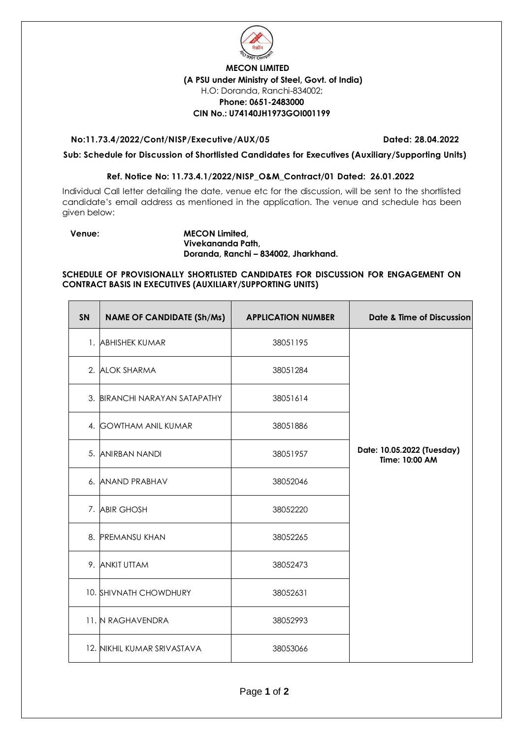**MECON LIMITED**
**(A PSU under Ministry of Steel, Govt. of India)**
H.O: Doranda, Ranchi-834002;
**Phone: 0651-2483000**
**CIN No.: U74140JH1973GOI001199**

**No:11.73.4/2022/Cont/NISP/Executive/AUX/05** **Dated: 28.04.2022**

**Sub: Schedule for Discussion of Shortlisted Candidates for Executives (Auxiliary/Supporting Units)**

**Ref. Notice No: 11.73.4.1/2022/NISP_O&M_Contract/01 Dated: 26.01.2022**

Individual Call letter detailing the date, venue etc for the discussion, will be sent to the shortlisted candidate's email address as mentioned in the application. The venue and schedule has been given below:

**Venue:** **MECON Limited,**
**Vivekananda Path,**
**Doranda, Ranchi – 834002, Jharkhand.**

**SCHEDULE OF PROVISIONALLY SHORTLISTED CANDIDATES FOR DISCUSSION FOR ENGAGEMENT ON CONTRACT BASIS IN EXECUTIVES (AUXILIARY/SUPPORTING UNITS)**

| SN | NAME OF CANDIDATE (Sh/Ms) | APPLICATION NUMBER | Date & Time of Discussion |
|---|---|---|---|
| 1. | ABHISHEK KUMAR | 38051195 | **Date: 10.05.2022 (Tuesday) Time: 10:00 AM** |
| 2. | ALOK SHARMA | 38051284 | |
| 3. | BIRANCHI NARAYAN SATAPATHY | 38051614 | |
| 4. | GOWTHAM ANIL KUMAR | 38051886 | |
| 5. | ANIRBAN NANDI | 38051957 | |
| 6. | ANAND PRABHAV | 38052046 | |
| 7. | ABIR GHOSH | 38052220 | |
| 8. | PREMANSU KHAN | 38052265 | |
| 9. | ANKIT UTTAM | 38052473 | |
| 10. | SHIVNATH CHOWDHURY | 38052631 | |
| 11. | N RAGHAVENDRA | 38052993 | |
| 12. | NIKHIL KUMAR SRIVASTAVA | 38053066 | |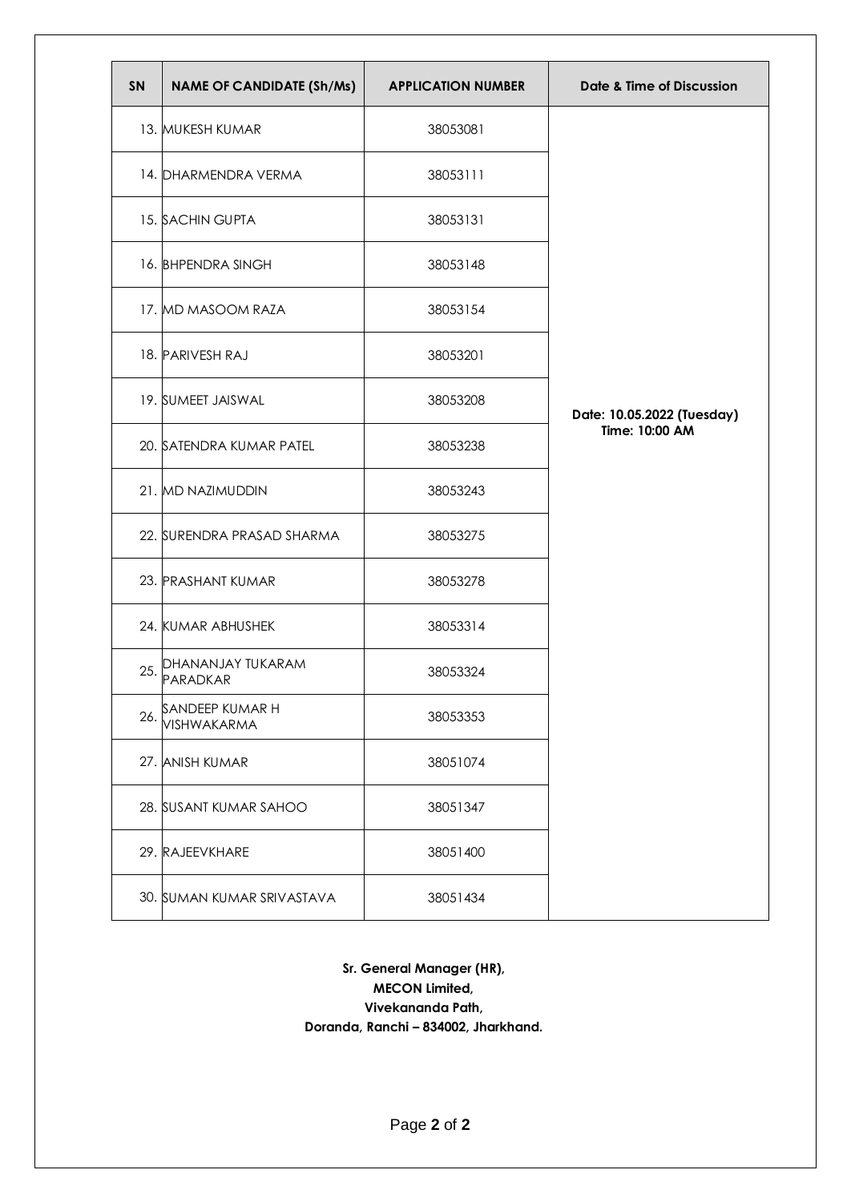| SN | NAME OF CANDIDATE (Sh/Ms) | APPLICATION NUMBER | Date & Time of Discussion |
|---|---|---|---|
| 13. | MUKESH KUMAR | 38053081 | Date: 10.05.2022 (Tuesday) Time: 10:00 AM |
| 14. | DHARMENDRA VERMA | 38053111 | |
| 15. | SACHIN GUPTA | 38053131 | |
| 16. | BHPENDRA SINGH | 38053148 | |
| 17. | MD MASOOM RAZA | 38053154 | |
| 18. | PARIVESH RAJ | 38053201 | |
| 19. | SUMEET JAISWAL | 38053208 | |
| 20. | SATENDRA KUMAR PATEL | 38053238 | |
| 21. | MD NAZIMUDDIN | 38053243 | |
| 22. | SURENDRA PRASAD SHARMA | 38053275 | |
| 23. | PRASHANT KUMAR | 38053278 | |
| 24. | KUMAR ABHUSHEK | 38053314 | |
| 25. | DHANANJAY TUKARAM PARADKAR | 38053324 | |
| 26. | SANDEEP KUMAR H VISHWAKARMA | 38053353 | |
| 27. | ANISH KUMAR | 38051074 | |
| 28. | SUSANT KUMAR SAHOO | 38051347 | |
| 29. | RAJEEVKHARE | 38051400 | |
| 30. | SUMAN KUMAR SRIVASTAVA | 38051434 | |

**Sr. General Manager (HR),**
**MECON Limited,**
**Vivekananda Path,**
**Doranda, Ranchi – 834002, Jharkhand.**